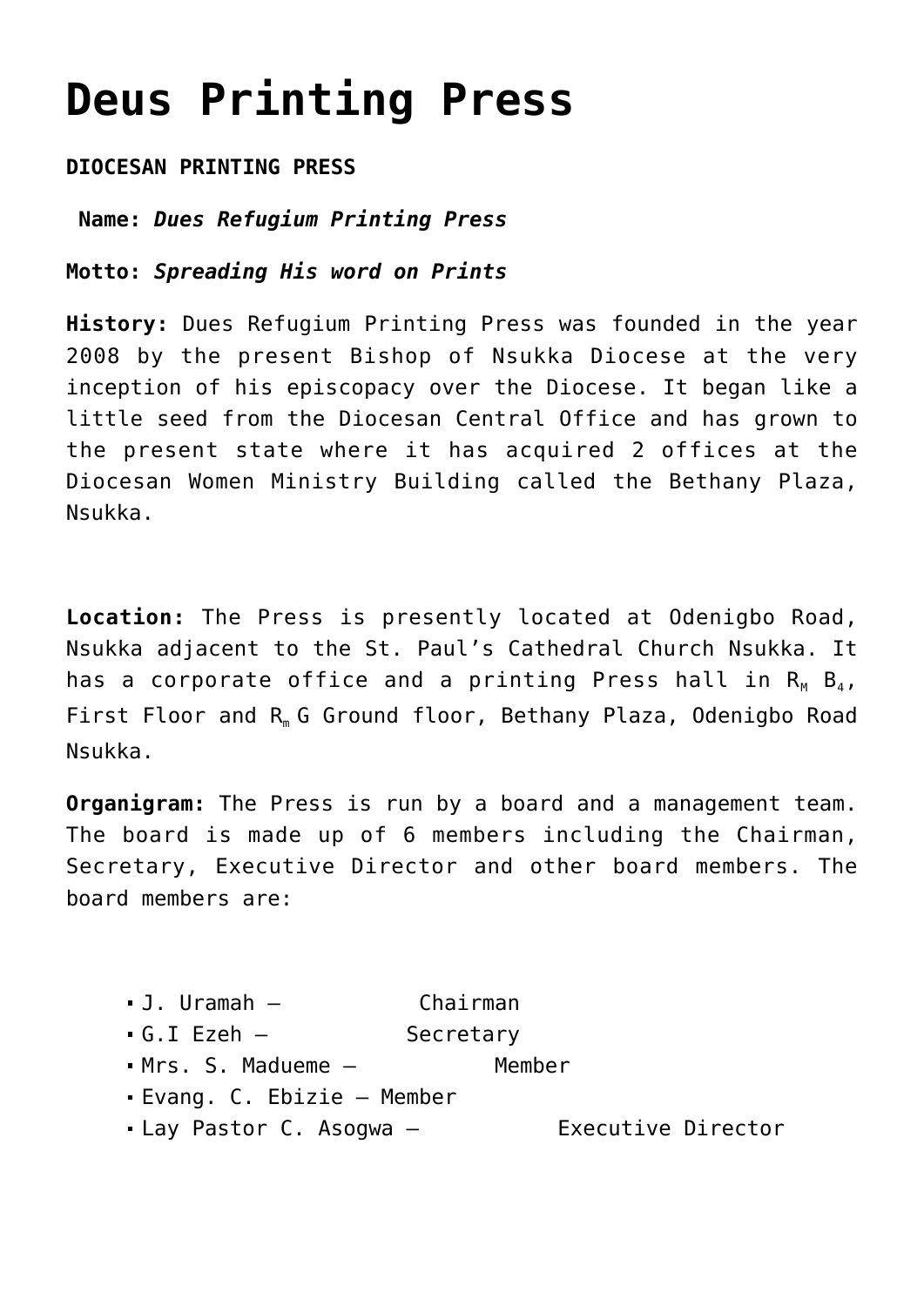# Deus Printing Press

**DIOCESAN PRINTING PRESS**

**Name:** ***Dues Refugium Printing Press***

**Motto:** ***Spreading His word on Prints***

**History:** Dues Refugium Printing Press was founded in the year 2008 by the present Bishop of Nsukka Diocese at the very inception of his episcopacy over the Diocese. It began like a little seed from the Diocesan Central Office and has grown to the present state where it has acquired 2 offices at the Diocesan Women Ministry Building called the Bethany Plaza, Nsukka.

**Location:** The Press is presently located at Odenigbo Road, Nsukka adjacent to the St. Paul's Cathedral Church Nsukka. It has a corporate office and a printing Press hall in $R_M$ $B_4$, First Floor and $R_m$ G Ground floor, Bethany Plaza, Odenigbo Road Nsukka.

**Organigram:** The Press is run by a board and a management team. The board is made up of 6 members including the Chairman, Secretary, Executive Director and other board members. The board members are:

- J. Uramah – Chairman
- G.I Ezeh – Secretary
- Mrs. S. Madueme – Member
- Evang. C. Ebizie – Member
- Lay Pastor C. Asogwa – Executive Director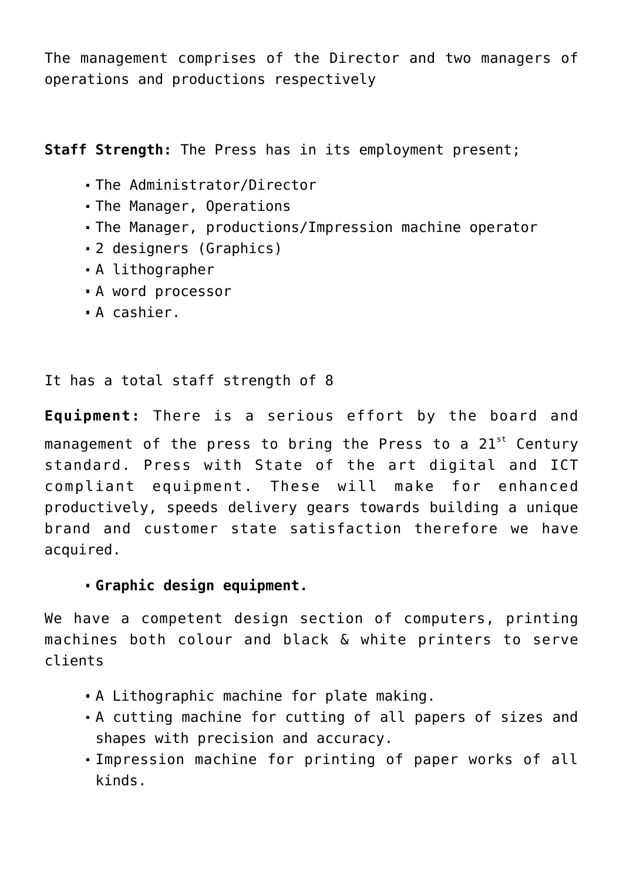The management comprises of the Director and two managers of operations and productions respectively

**Staff Strength:** The Press has in its employment present;

- The Administrator/Director
- The Manager, Operations
- The Manager, productions/Impression machine operator
- 2 designers (Graphics)
- A lithographer
- A word processor
- A cashier.

It has a total staff strength of 8

**Equipment:** There is a serious effort by the board and management of the press to bring the Press to a 21st Century standard. Press with State of the art digital and ICT compliant equipment. These will make for enhanced productively, speeds delivery gears towards building a unique brand and customer state satisfaction therefore we have acquired.

- **Graphic design equipment.**

We have a competent design section of computers, printing machines both colour and black & white printers to serve clients

- A Lithographic machine for plate making.
- A cutting machine for cutting of all papers of sizes and shapes with precision and accuracy.
- Impression machine for printing of paper works of all kinds.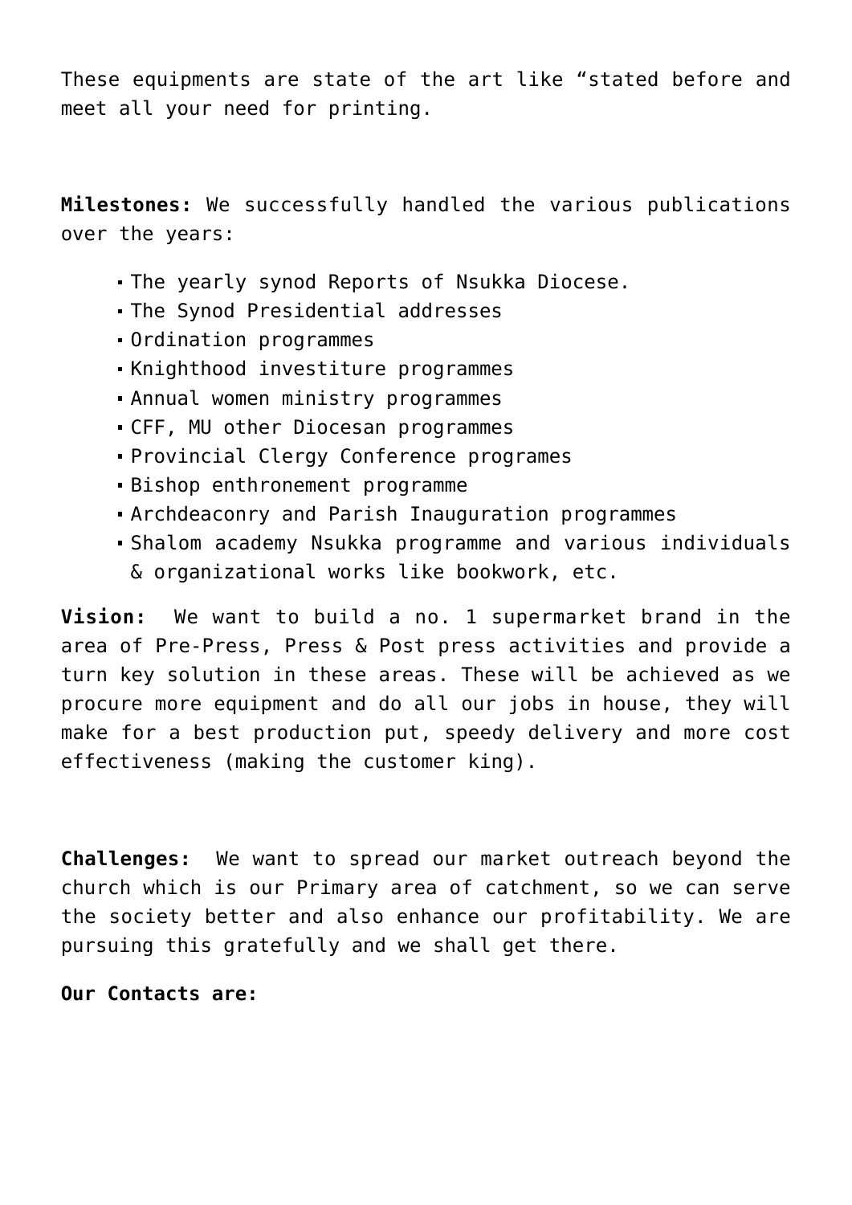These equipments are state of the art like “stated before and meet all your need for printing.

**Milestones:** We successfully handled the various publications over the years:

- The yearly synod Reports of Nsukka Diocese.
- The Synod Presidential addresses
- Ordination programmes
- Knighthood investiture programmes
- Annual women ministry programmes
- CFF, MU other Diocesan programmes
- Provincial Clergy Conference programes
- Bishop enthronement programme
- Archdeaconry and Parish Inauguration programmes
- Shalom academy Nsukka programme and various individuals & organizational works like bookwork, etc.

**Vision:** We want to build a no. 1 supermarket brand in the area of Pre-Press, Press & Post press activities and provide a turn key solution in these areas. These will be achieved as we procure more equipment and do all our jobs in house, they will make for a best production put, speedy delivery and more cost effectiveness (making the customer king).

**Challenges:** We want to spread our market outreach beyond the church which is our Primary area of catchment, so we can serve the society better and also enhance our profitability. We are pursuing this gratefully and we shall get there.

**Our Contacts are:**